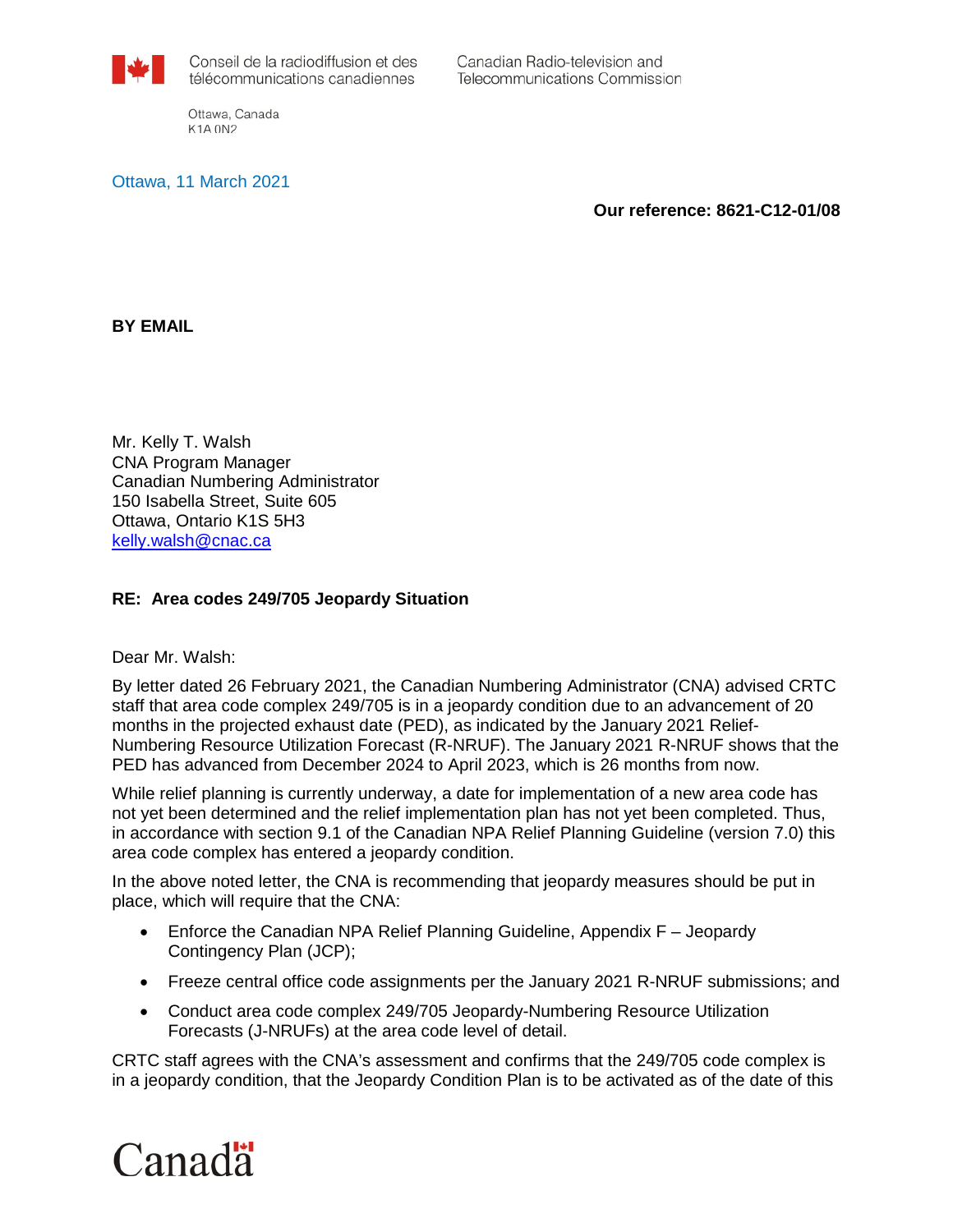Conseil de la radiodiffusion et des télécommunications canadiennes

Canadian Radio-television and Telecommunications Commission

Ottawa, Canada
K1A 0N2

Ottawa, 11 March 2021

**Our reference: 8621-C12-01/08**

**BY EMAIL**

Mr. Kelly T. Walsh
CNA Program Manager
Canadian Numbering Administrator
150 Isabella Street, Suite 605
Ottawa, Ontario K1S 5H3
kelly.walsh@cnac.ca

**RE: Area codes 249/705 Jeopardy Situation**

Dear Mr. Walsh:

By letter dated 26 February 2021, the Canadian Numbering Administrator (CNA) advised CRTC staff that area code complex 249/705 is in a jeopardy condition due to an advancement of 20 months in the projected exhaust date (PED), as indicated by the January 2021 Relief-Numbering Resource Utilization Forecast (R-NRUF). The January 2021 R-NRUF shows that the PED has advanced from December 2024 to April 2023, which is 26 months from now.

While relief planning is currently underway, a date for implementation of a new area code has not yet been determined and the relief implementation plan has not yet been completed. Thus, in accordance with section 9.1 of the Canadian NPA Relief Planning Guideline (version 7.0) this area code complex has entered a jeopardy condition.

In the above noted letter, the CNA is recommending that jeopardy measures should be put in place, which will require that the CNA:

- Enforce the Canadian NPA Relief Planning Guideline, Appendix F – Jeopardy Contingency Plan (JCP);
- Freeze central office code assignments per the January 2021 R-NRUF submissions; and
- Conduct area code complex 249/705 Jeopardy-Numbering Resource Utilization Forecasts (J-NRUFs) at the area code level of detail.

CRTC staff agrees with the CNA's assessment and confirms that the 249/705 code complex is in a jeopardy condition, that the Jeopardy Condition Plan is to be activated as of the date of this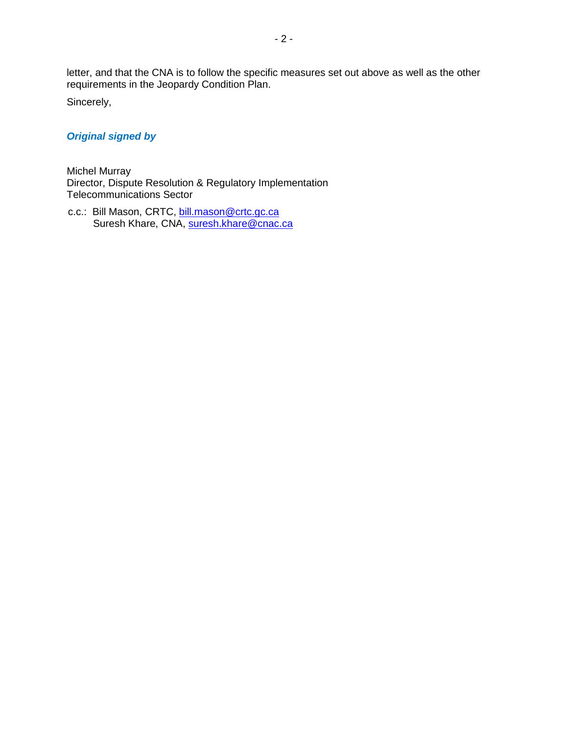letter, and that the CNA is to follow the specific measures set out above as well as the other requirements in the Jeopardy Condition Plan.

Sincerely,

***Original signed by***

Michel Murray
Director, Dispute Resolution & Regulatory Implementation
Telecommunications Sector

c.c.: Bill Mason, CRTC, bill.mason@crtc.gc.ca
Suresh Khare, CNA, suresh.khare@cnac.ca